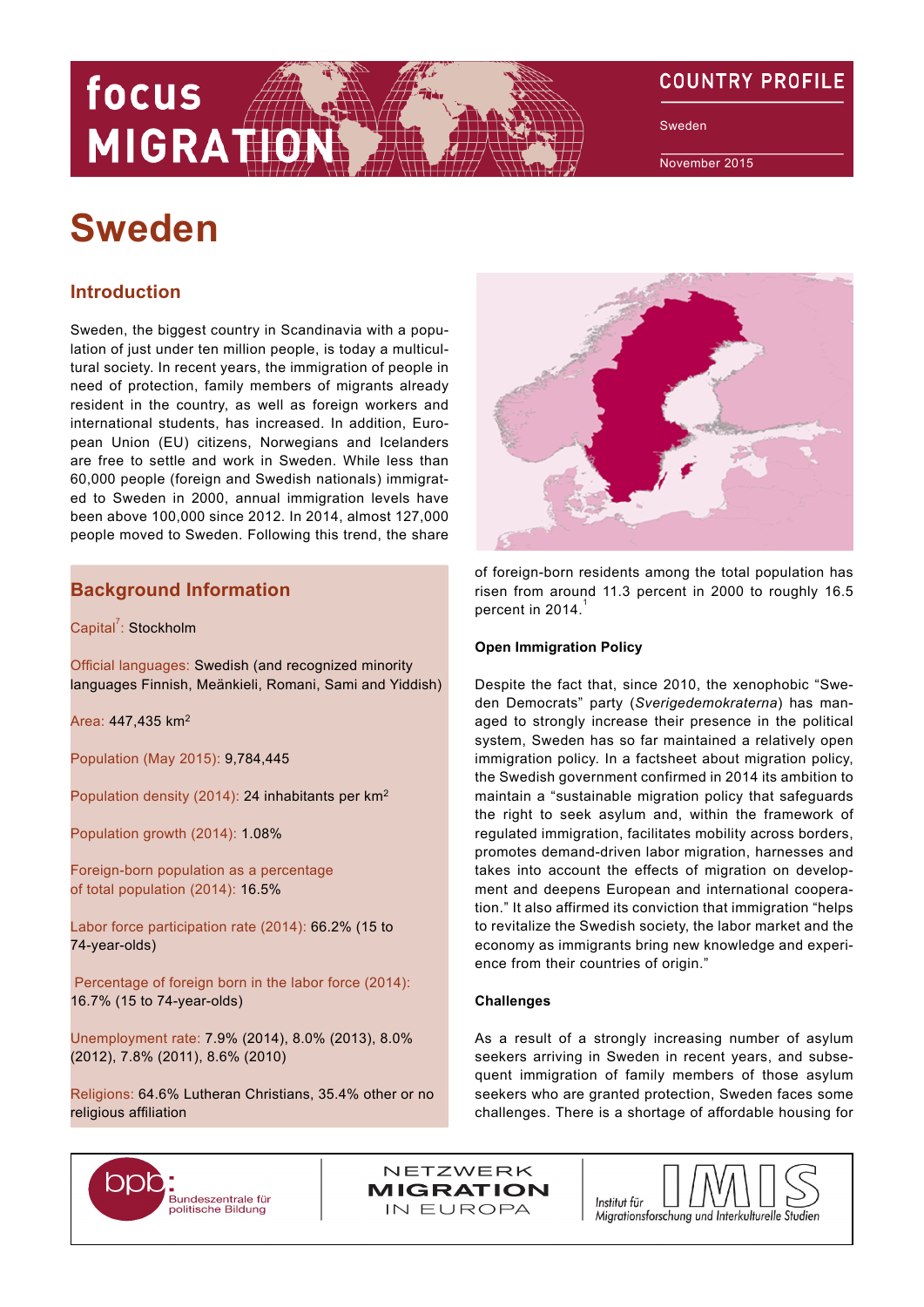# Sweden

## Introduction

Sweden, the biggest country in Scandinavia with a population of just under ten million people, is today a multicultural society. In recent years, the immigration of people in need of protection, family members of migrants already resident in the country, as well as foreign workers and international students, has increased. In addition, European Union (EU) citizens, Norwegians and Icelanders are free to settle and work in Sweden. While less than 60,000 people (foreign and Swedish nationals) immigrated to Sweden in 2000, annual immigration levels have been above 100,000 since 2012. In 2014, almost 127,000 people moved to Sweden. Following this trend, the share of foreign-born residents among the total population has risen from around 11.3 percent in 2000 to roughly 16.5 percent in 2014.[1]

## Background Information

Capital[7]: Stockholm

Official languages: Swedish (and recognized minority languages Finnish, Meänkieli, Romani, Sami and Yiddish)

Area: 447,435 km$^2$

Population (May 2015): 9,784,445

Population density (2014): 24 inhabitants per km$^2$

Population growth (2014): 1.08%

Foreign-born population as a percentage of total population (2014): 16.5%

Labor force participation rate (2014): 66.2% (15 to 74-year-olds)

Percentage of foreign born in the labor force (2014): 16.7% (15 to 74-year-olds)

Unemployment rate: 7.9% (2014), 8.0% (2013), 8.0% (2012), 7.8% (2011), 8.6% (2010)

Religions: 64.6% Lutheran Christians, 35.4% other or no religious affiliation

### Open Immigration Policy

Despite the fact that, since 2010, the xenophobic "Sweden Democrats" party (*Sverigedemokraterna*) has managed to strongly increase their presence in the political system, Sweden has so far maintained a relatively open immigration policy. In a factsheet about migration policy, the Swedish government confirmed in 2014 its ambition to maintain a "sustainable migration policy that safeguards the right to seek asylum and, within the framework of regulated immigration, facilitates mobility across borders, promotes demand-driven labor migration, harnesses and takes into account the effects of migration on development and deepens European and international cooperation." It also affirmed its conviction that immigration "helps to revitalize the Swedish society, the labor market and the economy as immigrants bring new knowledge and experience from their countries of origin."

### Challenges

As a result of a strongly increasing number of asylum seekers arriving in Sweden in recent years, and subsequent immigration of family members of those asylum seekers who are granted protection, Sweden faces some challenges. There is a shortage of affordable housing for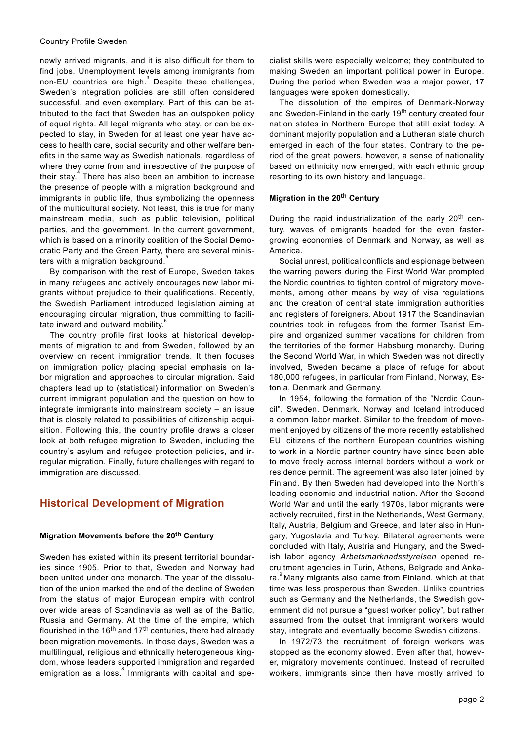newly arrived migrants, and it is also difficult for them to find jobs. Unemployment levels among immigrants from non-EU countries are high.[3] Despite these challenges, Sweden's integration policies are still often considered successful, and even exemplary. Part of this can be attributed to the fact that Sweden has an outspoken policy of equal rights. All legal migrants who stay, or can be expected to stay, in Sweden for at least one year have access to health care, social security and other welfare benefits in the same way as Swedish nationals, regardless of where they come from and irrespective of the purpose of their stay.[4] There has also been an ambition to increase the presence of people with a migration background and immigrants in public life, thus symbolizing the openness of the multicultural society. Not least, this is true for many mainstream media, such as public television, political parties, and the government. In the current government, which is based on a minority coalition of the Social Democratic Party and the Green Party, there are several ministers with a migration background.[5]

By comparison with the rest of Europe, Sweden takes in many refugees and actively encourages new labor migrants without prejudice to their qualifications. Recently, the Swedish Parliament introduced legislation aiming at encouraging circular migration, thus committing to facilitate inward and outward mobility.[6]

The country profile first looks at historical developments of migration to and from Sweden, followed by an overview on recent immigration trends. It then focuses on immigration policy placing special emphasis on labor migration and approaches to circular migration. Said chapters lead up to (statistical) information on Sweden's current immigrant population and the question on how to integrate immigrants into mainstream society – an issue that is closely related to possibilities of citizenship acquisition. Following this, the country profile draws a closer look at both refugee migration to Sweden, including the country's asylum and refugee protection policies, and irregular migration. Finally, future challenges with regard to immigration are discussed.

## Historical Development of Migration

### Migration Movements before the 20th Century

Sweden has existed within its present territorial boundaries since 1905. Prior to that, Sweden and Norway had been united under one monarch. The year of the dissolution of the union marked the end of the decline of Sweden from the status of major European empire with control over wide areas of Scandinavia as well as of the Baltic, Russia and Germany. At the time of the empire, which flourished in the 16th and 17th centuries, there had already been migration movements. In those days, Sweden was a multilingual, religious and ethnically heterogeneous kingdom, whose leaders supported immigration and regarded emigration as a loss.[8] Immigrants with capital and specialist skills were especially welcome; they contributed to making Sweden an important political power in Europe. During the period when Sweden was a major power, 17 languages were spoken domestically.

The dissolution of the empires of Denmark-Norway and Sweden-Finland in the early 19th century created four nation states in Northern Europe that still exist today. A dominant majority population and a Lutheran state church emerged in each of the four states. Contrary to the period of the great powers, however, a sense of nationality based on ethnicity now emerged, with each ethnic group resorting to its own history and language.

### Migration in the 20th Century

During the rapid industrialization of the early 20th century, waves of emigrants headed for the even faster-growing economies of Denmark and Norway, as well as America.

Social unrest, political conflicts and espionage between the warring powers during the First World War prompted the Nordic countries to tighten control of migratory movements, among other means by way of visa regulations and the creation of central state immigration authorities and registers of foreigners. About 1917 the Scandinavian countries took in refugees from the former Tsarist Empire and organized summer vacations for children from the territories of the former Habsburg monarchy. During the Second World War, in which Sweden was not directly involved, Sweden became a place of refuge for about 180,000 refugees, in particular from Finland, Norway, Estonia, Denmark and Germany.

In 1954, following the formation of the "Nordic Council", Sweden, Denmark, Norway and Iceland introduced a common labor market. Similar to the freedom of movement enjoyed by citizens of the more recently established EU, citizens of the northern European countries wishing to work in a Nordic partner country have since been able to move freely across internal borders without a work or residence permit. The agreement was also later joined by Finland. By then Sweden had developed into the North's leading economic and industrial nation. After the Second World War and until the early 1970s, labor migrants were actively recruited, first in the Netherlands, West Germany, Italy, Austria, Belgium and Greece, and later also in Hungary, Yugoslavia and Turkey. Bilateral agreements were concluded with Italy, Austria and Hungary, and the Swedish labor agency *Arbetsmarknadsstyrelsen* opened recruitment agencies in Turin, Athens, Belgrade and Ankara.[9] Many migrants also came from Finland, which at that time was less prosperous than Sweden. Unlike countries such as Germany and the Netherlands, the Swedish government did not pursue a "guest worker policy", but rather assumed from the outset that immigrant workers would stay, integrate and eventually become Swedish citizens.

In 1972/73 the recruitment of foreign workers was stopped as the economy slowed. Even after that, however, migratory movements continued. Instead of recruited workers, immigrants since then have mostly arrived to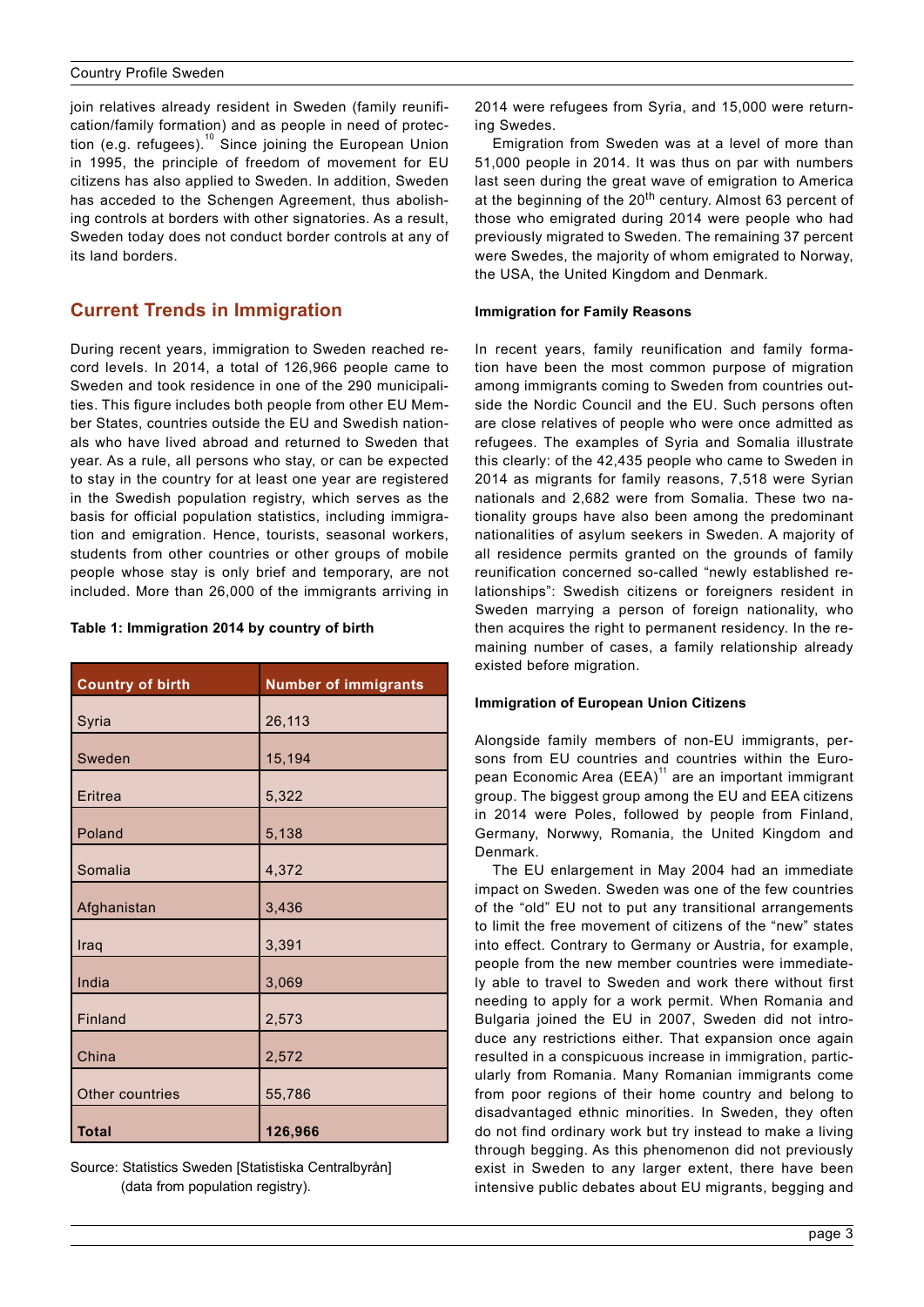join relatives already resident in Sweden (family reunification/family formation) and as people in need of protection (e.g. refugees).[10] Since joining the European Union in 1995, the principle of freedom of movement for EU citizens has also applied to Sweden. In addition, Sweden has acceded to the Schengen Agreement, thus abolishing controls at borders with other signatories. As a result, Sweden today does not conduct border controls at any of its land borders.

## Current Trends in Immigration

During recent years, immigration to Sweden reached record levels. In 2014, a total of 126,966 people came to Sweden and took residence in one of the 290 municipalities. This figure includes both people from other EU Member States, countries outside the EU and Swedish nationals who have lived abroad and returned to Sweden that year. As a rule, all persons who stay, or can be expected to stay in the country for at least one year are registered in the Swedish population registry, which serves as the basis for official population statistics, including immigration and emigration. Hence, tourists, seasonal workers, students from other countries or other groups of mobile people whose stay is only brief and temporary, are not included. More than 26,000 of the immigrants arriving in 2014 were refugees from Syria, and 15,000 were returning Swedes.

**Table 1: Immigration 2014 by country of birth**

| Country of birth | Number of immigrants |
|---|---|
| Syria | 26,113 |
| Sweden | 15,194 |
| Eritrea | 5,322 |
| Poland | 5,138 |
| Somalia | 4,372 |
| Afghanistan | 3,436 |
| Iraq | 3,391 |
| India | 3,069 |
| Finland | 2,573 |
| China | 2,572 |
| Other countries | 55,786 |
| **Total** | **126,966** |

Source: Statistics Sweden [Statistiska Centralbyrån] (data from population registry).

Emigration from Sweden was at a level of more than 51,000 people in 2014. It was thus on par with numbers last seen during the great wave of emigration to America at the beginning of the 20th century. Almost 63 percent of those who emigrated during 2014 were people who had previously migrated to Sweden. The remaining 37 percent were Swedes, the majority of whom emigrated to Norway, the USA, the United Kingdom and Denmark.

#### Immigration for Family Reasons

In recent years, family reunification and family formation have been the most common purpose of migration among immigrants coming to Sweden from countries outside the Nordic Council and the EU. Such persons often are close relatives of people who were once admitted as refugees. The examples of Syria and Somalia illustrate this clearly: of the 42,435 people who came to Sweden in 2014 as migrants for family reasons, 7,518 were Syrian nationals and 2,682 were from Somalia. These two nationality groups have also been among the predominant nationalities of asylum seekers in Sweden. A majority of all residence permits granted on the grounds of family reunification concerned so-called "newly established relationships": Swedish citizens or foreigners resident in Sweden marrying a person of foreign nationality, who then acquires the right to permanent residency. In the remaining number of cases, a family relationship already existed before migration.

#### Immigration of European Union Citizens

Alongside family members of non-EU immigrants, persons from EU countries and countries within the European Economic Area (EEA)[11] are an important immigrant group. The biggest group among the EU and EEA citizens in 2014 were Poles, followed by people from Finland, Germany, Norwwy, Romania, the United Kingdom and Denmark.

The EU enlargement in May 2004 had an immediate impact on Sweden. Sweden was one of the few countries of the "old" EU not to put any transitional arrangements to limit the free movement of citizens of the "new" states into effect. Contrary to Germany or Austria, for example, people from the new member countries were immediately able to travel to Sweden and work there without first needing to apply for a work permit. When Romania and Bulgaria joined the EU in 2007, Sweden did not introduce any restrictions either. That expansion once again resulted in a conspicuous increase in immigration, particularly from Romania. Many Romanian immigrants come from poor regions of their home country and belong to disadvantaged ethnic minorities. In Sweden, they often do not find ordinary work but try instead to make a living through begging. As this phenomenon did not previously exist in Sweden to any larger extent, there have been intensive public debates about EU migrants, begging and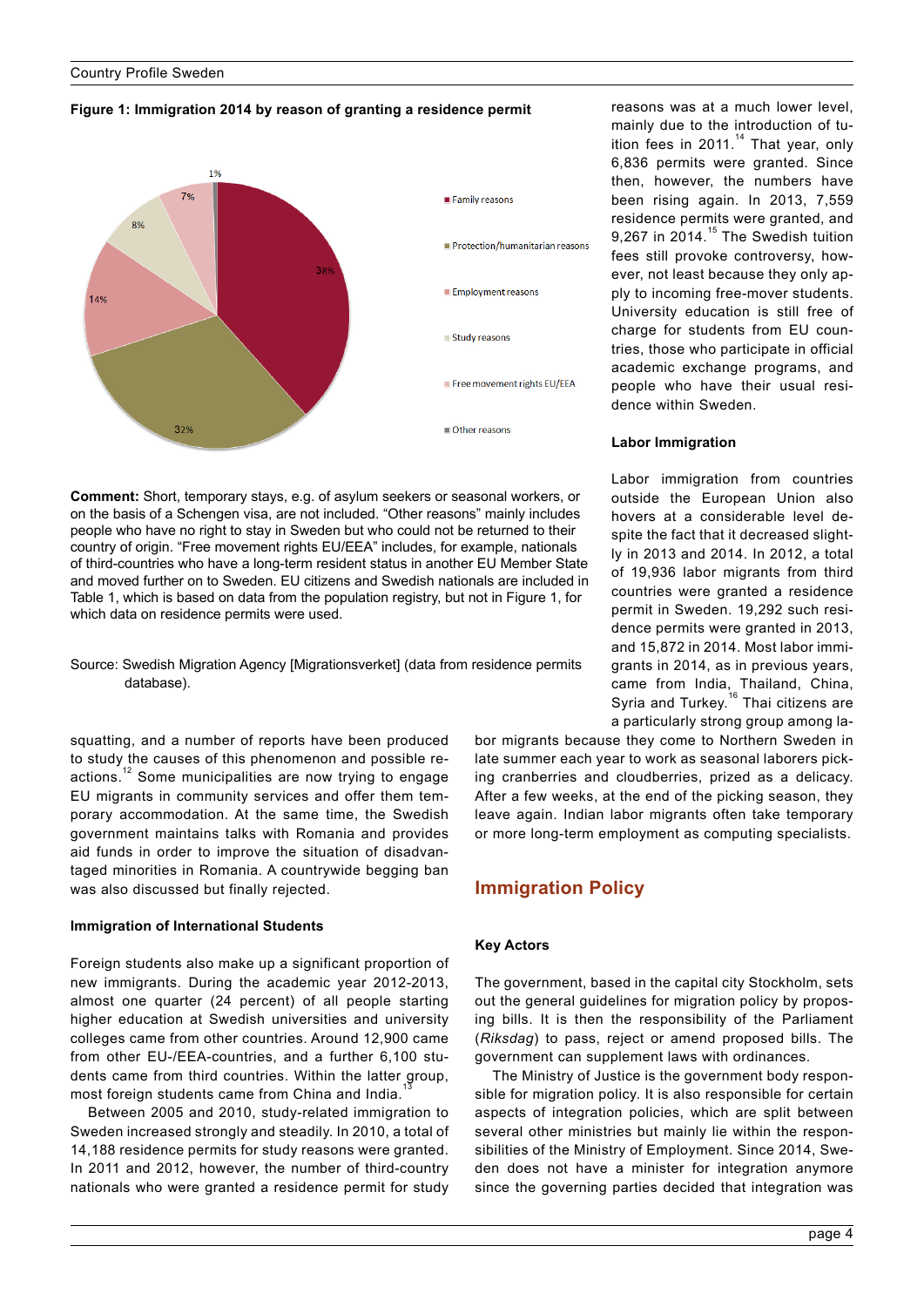**Figure 1: Immigration 2014 by reason of granting a residence permit**

- Family reasons: 38%
- Protection/humanitarian reasons: 32%
- Employment reasons: 14%
- Study reasons: 8%
- Free movement rights EU/EEA: 7%
- Other reasons: 1%

**Comment:** Short, temporary stays, e.g. of asylum seekers or seasonal workers, or on the basis of a Schengen visa, are not included. "Other reasons" mainly includes people who have no right to stay in Sweden but who could not be returned to their country of origin. "Free movement rights EU/EEA" includes, for example, nationals of third-countries who have a long-term resident status in another EU Member State and moved further on to Sweden. EU citizens and Swedish nationals are included in Table 1, which is based on data from the population registry, but not in Figure 1, for which data on residence permits were used.

Source: Swedish Migration Agency [Migrationsverket] (data from residence permits database).

squatting, and a number of reports have been produced to study the causes of this phenomenon and possible reactions.[12] Some municipalities are now trying to engage EU migrants in community services and offer them temporary accommodation. At the same time, the Swedish government maintains talks with Romania and provides aid funds in order to improve the situation of disadvantaged minorities in Romania. A countrywide begging ban was also discussed but finally rejected.

#### Immigration of International Students

Foreign students also make up a significant proportion of new immigrants. During the academic year 2012-2013, almost one quarter (24 percent) of all people starting higher education at Swedish universities and university colleges came from other countries. Around 12,900 came from other EU-/EEA-countries, and a further 6,100 students came from third countries. Within the latter group, most foreign students came from China and India.[13]

Between 2005 and 2010, study-related immigration to Sweden increased strongly and steadily. In 2010, a total of 14,188 residence permits for study reasons were granted. In 2011 and 2012, however, the number of third-country nationals who were granted a residence permit for study reasons was at a much lower level, mainly due to the introduction of tuition fees in 2011.[14] That year, only 6,836 permits were granted. Since then, however, the numbers have been rising again. In 2013, 7,559 residence permits were granted, and 9,267 in 2014.[15] The Swedish tuition fees still provoke controversy, however, not least because they only apply to incoming free-mover students. University education is still free of charge for students from EU countries, those who participate in official academic exchange programs, and people who have their usual residence within Sweden.

#### Labor Immigration

Labor immigration from countries outside the European Union also hovers at a considerable level despite the fact that it decreased slightly in 2013 and 2014. In 2012, a total of 19,936 labor migrants from third countries were granted a residence permit in Sweden. 19,292 such residence permits were granted in 2013, and 15,872 in 2014. Most labor immigrants in 2014, as in previous years, came from India, Thailand, China, Syria and Turkey.[16] Thai citizens are a particularly strong group among labor migrants because they come to Northern Sweden in late summer each year to work as seasonal laborers picking cranberries and cloudberries, prized as a delicacy. After a few weeks, at the end of the picking season, they leave again. Indian labor migrants often take temporary or more long-term employment as computing specialists.

## Immigration Policy

#### Key Actors

The government, based in the capital city Stockholm, sets out the general guidelines for migration policy by proposing bills. It is then the responsibility of the Parliament (*Riksdag*) to pass, reject or amend proposed bills. The government can supplement laws with ordinances.

The Ministry of Justice is the government body responsible for migration policy. It is also responsible for certain aspects of integration policies, which are split between several other ministries but mainly lie within the responsibilities of the Ministry of Employment. Since 2014, Sweden does not have a minister for integration anymore since the governing parties decided that integration was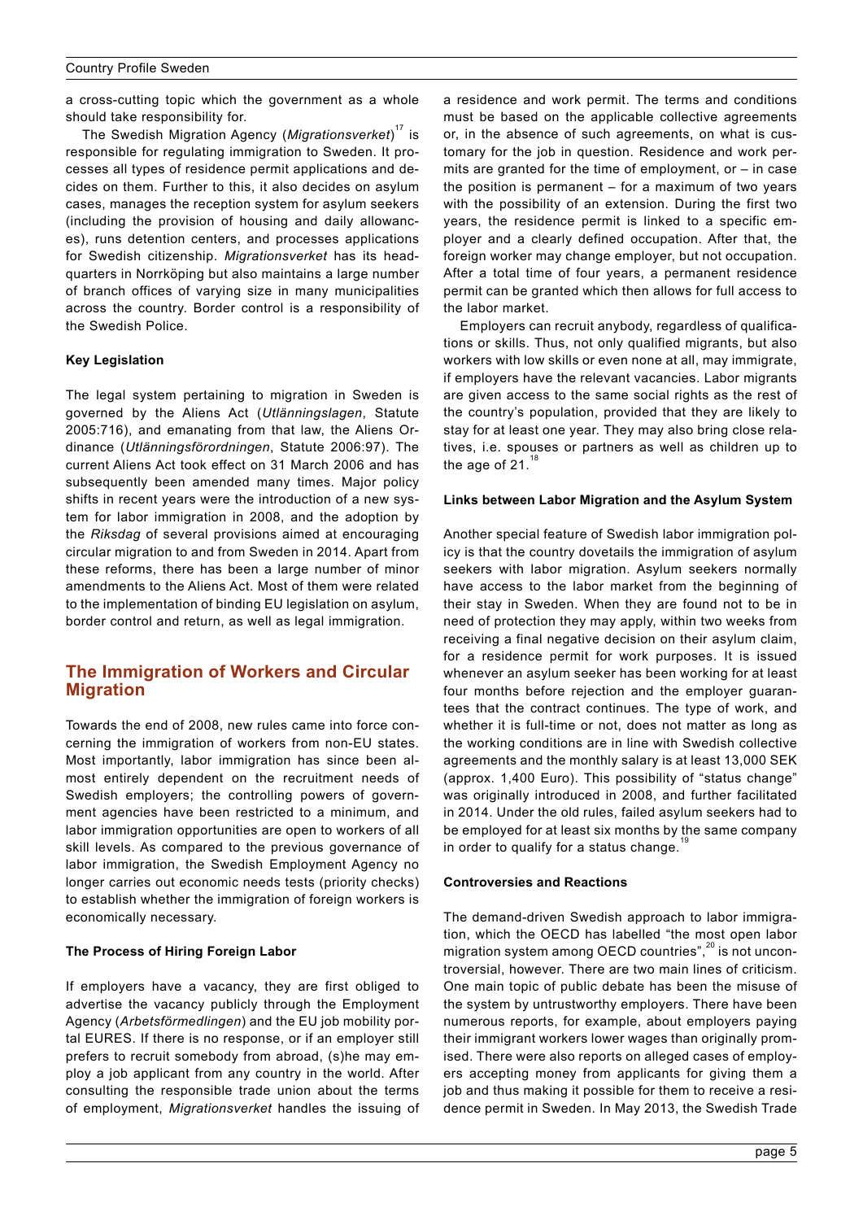a cross-cutting topic which the government as a whole should take responsibility for.

The Swedish Migration Agency (*Migrationsverket*)[17] is responsible for regulating immigration to Sweden. It processes all types of residence permit applications and decides on them. Further to this, it also decides on asylum cases, manages the reception system for asylum seekers (including the provision of housing and daily allowances), runs detention centers, and processes applications for Swedish citizenship. *Migrationsverket* has its headquarters in Norrköping but also maintains a large number of branch offices of varying size in many municipalities across the country. Border control is a responsibility of the Swedish Police.

**Key Legislation**

The legal system pertaining to migration in Sweden is governed by the Aliens Act (*Utlänningslagen*, Statute 2005:716), and emanating from that law, the Aliens Ordinance (*Utlänningsförordningen*, Statute 2006:97). The current Aliens Act took effect on 31 March 2006 and has subsequently been amended many times. Major policy shifts in recent years were the introduction of a new system for labor immigration in 2008, and the adoption by the *Riksdag* of several provisions aimed at encouraging circular migration to and from Sweden in 2014. Apart from these reforms, there has been a large number of minor amendments to the Aliens Act. Most of them were related to the implementation of binding EU legislation on asylum, border control and return, as well as legal immigration.

## The Immigration of Workers and Circular Migration

Towards the end of 2008, new rules came into force concerning the immigration of workers from non-EU states. Most importantly, labor immigration has since been almost entirely dependent on the recruitment needs of Swedish employers; the controlling powers of government agencies have been restricted to a minimum, and labor immigration opportunities are open to workers of all skill levels. As compared to the previous governance of labor immigration, the Swedish Employment Agency no longer carries out economic needs tests (priority checks) to establish whether the immigration of foreign workers is economically necessary.

**The Process of Hiring Foreign Labor**

If employers have a vacancy, they are first obliged to advertise the vacancy publicly through the Employment Agency (*Arbetsförmedlingen*) and the EU job mobility portal EURES. If there is no response, or if an employer still prefers to recruit somebody from abroad, (s)he may employ a job applicant from any country in the world. After consulting the responsible trade union about the terms of employment, *Migrationsverket* handles the issuing of a residence and work permit. The terms and conditions must be based on the applicable collective agreements or, in the absence of such agreements, on what is customary for the job in question. Residence and work permits are granted for the time of employment, or – in case the position is permanent – for a maximum of two years with the possibility of an extension. During the first two years, the residence permit is linked to a specific employer and a clearly defined occupation. After that, the foreign worker may change employer, but not occupation. After a total time of four years, a permanent residence permit can be granted which then allows for full access to the labor market.

Employers can recruit anybody, regardless of qualifications or skills. Thus, not only qualified migrants, but also workers with low skills or even none at all, may immigrate, if employers have the relevant vacancies. Labor migrants are given access to the same social rights as the rest of the country's population, provided that they are likely to stay for at least one year. They may also bring close relatives, i.e. spouses or partners as well as children up to the age of 21.[18]

**Links between Labor Migration and the Asylum System**

Another special feature of Swedish labor immigration policy is that the country dovetails the immigration of asylum seekers with labor migration. Asylum seekers normally have access to the labor market from the beginning of their stay in Sweden. When they are found not to be in need of protection they may apply, within two weeks from receiving a final negative decision on their asylum claim, for a residence permit for work purposes. It is issued whenever an asylum seeker has been working for at least four months before rejection and the employer guarantees that the contract continues. The type of work, and whether it is full-time or not, does not matter as long as the working conditions are in line with Swedish collective agreements and the monthly salary is at least 13,000 SEK (approx. 1,400 Euro). This possibility of "status change" was originally introduced in 2008, and further facilitated in 2014. Under the old rules, failed asylum seekers had to be employed for at least six months by the same company in order to qualify for a status change.[19]

**Controversies and Reactions**

The demand-driven Swedish approach to labor immigration, which the OECD has labelled "the most open labor migration system among OECD countries",[20] is not uncontroversial, however. There are two main lines of criticism. One main topic of public debate has been the misuse of the system by untrustworthy employers. There have been numerous reports, for example, about employers paying their immigrant workers lower wages than originally promised. There were also reports on alleged cases of employers accepting money from applicants for giving them a job and thus making it possible for them to receive a residence permit in Sweden. In May 2013, the Swedish Trade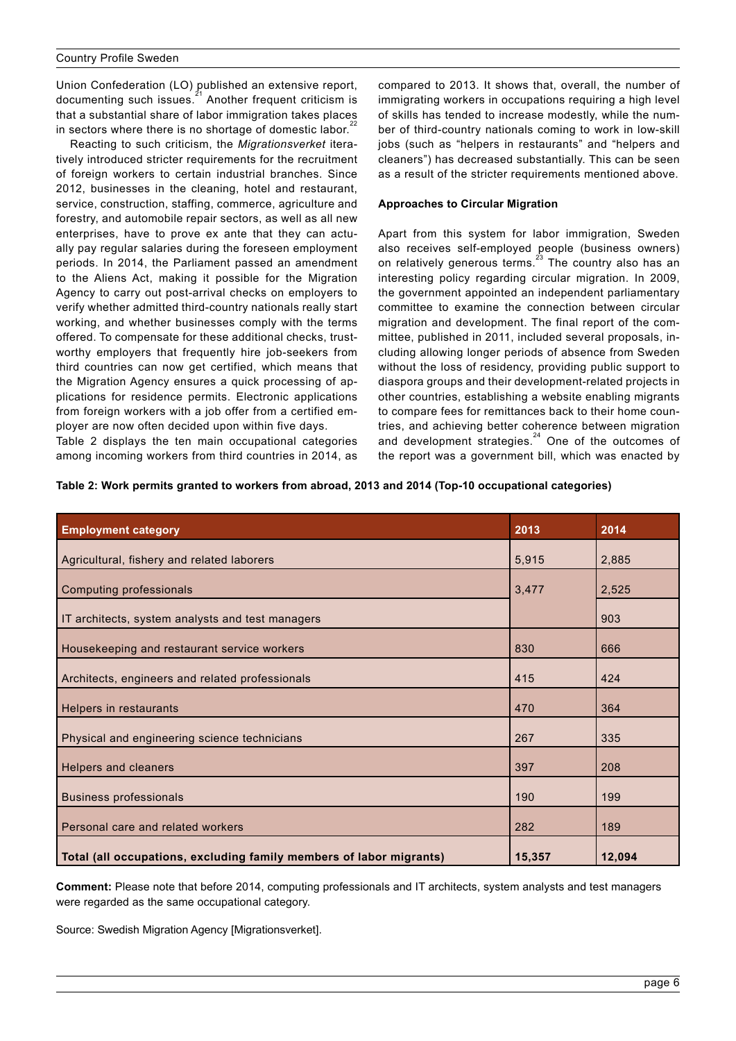Union Confederation (LO) published an extensive report, documenting such issues.[21] Another frequent criticism is that a substantial share of labor immigration takes places in sectors where there is no shortage of domestic labor.[22]

Reacting to such criticism, the *Migrationsverket* iteratively introduced stricter requirements for the recruitment of foreign workers to certain industrial branches. Since 2012, businesses in the cleaning, hotel and restaurant, service, construction, staffing, commerce, agriculture and forestry, and automobile repair sectors, as well as all new enterprises, have to prove ex ante that they can actually pay regular salaries during the foreseen employment periods. In 2014, the Parliament passed an amendment to the Aliens Act, making it possible for the Migration Agency to carry out post-arrival checks on employers to verify whether admitted third-country nationals really start working, and whether businesses comply with the terms offered. To compensate for these additional checks, trustworthy employers that frequently hire job-seekers from third countries can now get certified, which means that the Migration Agency ensures a quick processing of applications for residence permits. Electronic applications from foreign workers with a job offer from a certified employer are now often decided upon within five days.

Table 2 displays the ten main occupational categories among incoming workers from third countries in 2014, as compared to 2013. It shows that, overall, the number of immigrating workers in occupations requiring a high level of skills has tended to increase modestly, while the number of third-country nationals coming to work in low-skill jobs (such as "helpers in restaurants" and "helpers and cleaners") has decreased substantially. This can be seen as a result of the stricter requirements mentioned above.

**Approaches to Circular Migration**

Apart from this system for labor immigration, Sweden also receives self-employed people (business owners) on relatively generous terms.[23] The country also has an interesting policy regarding circular migration. In 2009, the government appointed an independent parliamentary committee to examine the connection between circular migration and development. The final report of the committee, published in 2011, included several proposals, including allowing longer periods of absence from Sweden without the loss of residency, providing public support to diaspora groups and their development-related projects in other countries, establishing a website enabling migrants to compare fees for remittances back to their home countries, and achieving better coherence between migration and development strategies.[24] One of the outcomes of the report was a government bill, which was enacted by

**Table 2: Work permits granted to workers from abroad, 2013 and 2014 (Top-10 occupational categories)**

| Employment category | 2013 | 2014 |
|---|---|---|
| Agricultural, fishery and related laborers | 5,915 | 2,885 |
| Computing professionals | 3,477 | 2,525 |
| IT architects, system analysts and test managers | | 903 |
| Housekeeping and restaurant service workers | 830 | 666 |
| Architects, engineers and related professionals | 415 | 424 |
| Helpers in restaurants | 470 | 364 |
| Physical and engineering science technicians | 267 | 335 |
| Helpers and cleaners | 397 | 208 |
| Business professionals | 190 | 199 |
| Personal care and related workers | 282 | 189 |
| **Total (all occupations, excluding family members of labor migrants)** | **15,357** | **12,094** |

**Comment:** Please note that before 2014, computing professionals and IT architects, system analysts and test managers were regarded as the same occupational category.

Source: Swedish Migration Agency [Migrationsverket].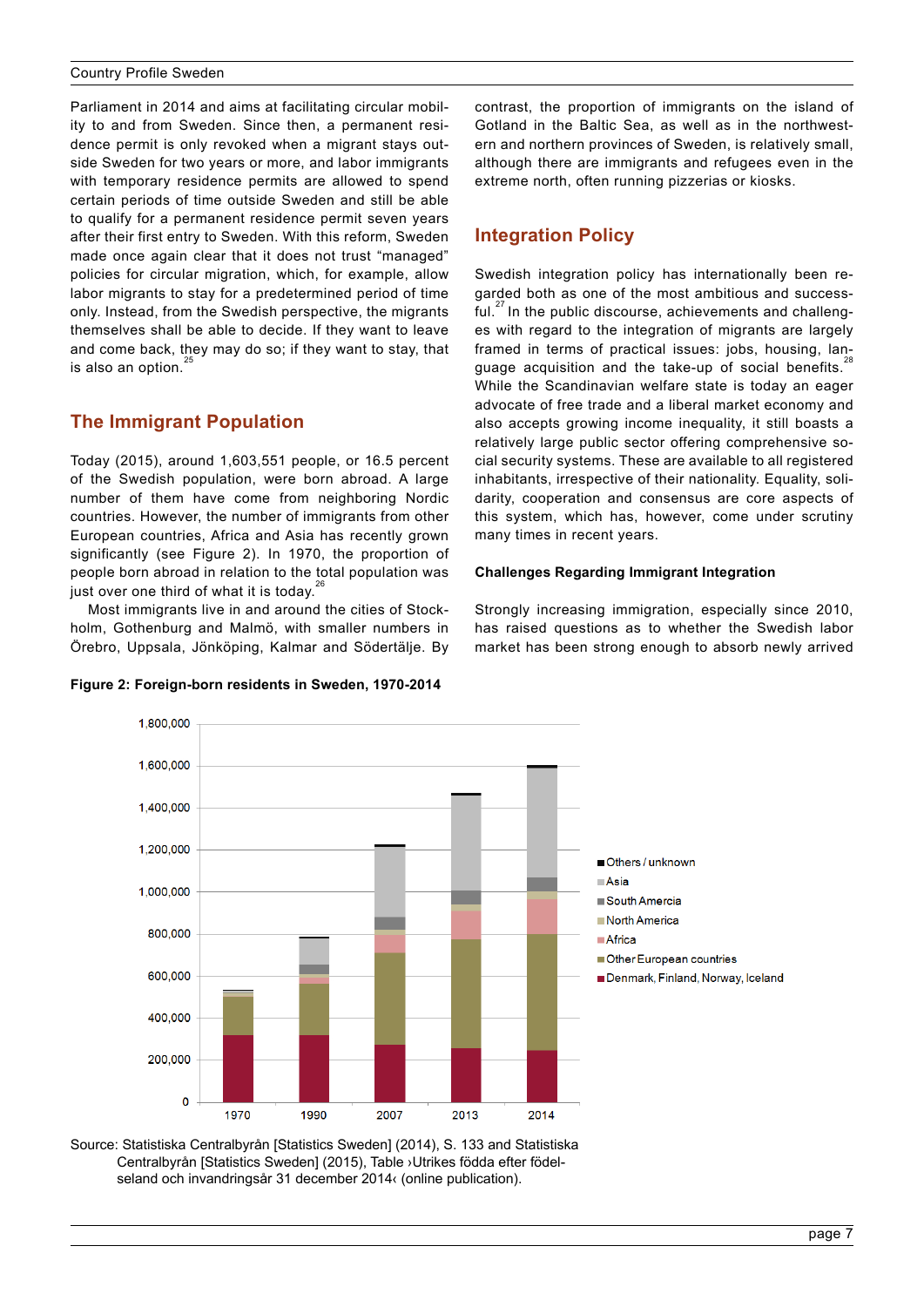Parliament in 2014 and aims at facilitating circular mobility to and from Sweden. Since then, a permanent residence permit is only revoked when a migrant stays outside Sweden for two years or more, and labor immigrants with temporary residence permits are allowed to spend certain periods of time outside Sweden and still be able to qualify for a permanent residence permit seven years after their first entry to Sweden. With this reform, Sweden made once again clear that it does not trust "managed" policies for circular migration, which, for example, allow labor migrants to stay for a predetermined period of time only. Instead, from the Swedish perspective, the migrants themselves shall be able to decide. If they want to leave and come back, they may do so; if they want to stay, that is also an option.[25]

## The Immigrant Population

Today (2015), around 1,603,551 people, or 16.5 percent of the Swedish population, were born abroad. A large number of them have come from neighboring Nordic countries. However, the number of immigrants from other European countries, Africa and Asia has recently grown significantly (see Figure 2). In 1970, the proportion of people born abroad in relation to the total population was just over one third of what it is today.[26]

Most immigrants live in and around the cities of Stockholm, Gothenburg and Malmö, with smaller numbers in Örebro, Uppsala, Jönköping, Kalmar and Södertälje. By contrast, the proportion of immigrants on the island of Gotland in the Baltic Sea, as well as in the northwestern and northern provinces of Sweden, is relatively small, although there are immigrants and refugees even in the extreme north, often running pizzerias or kiosks.

**Figure 2: Foreign-born residents in Sweden, 1970-2014**

Source: Statistiska Centralbyrån [Statistics Sweden] (2014), S. 133 and Statistiska Centralbyrån [Statistics Sweden] (2015), Table ›Utrikes födda efter födelseland och invandringsår 31 december 2014‹ (online publication).

## Integration Policy

Swedish integration policy has internationally been regarded both as one of the most ambitious and successful.[27] In the public discourse, achievements and challenges with regard to the integration of migrants are largely framed in terms of practical issues: jobs, housing, language acquisition and the take-up of social benefits.[28] While the Scandinavian welfare state is today an eager advocate of free trade and a liberal market economy and also accepts growing income inequality, it still boasts a relatively large public sector offering comprehensive social security systems. These are available to all registered inhabitants, irrespective of their nationality. Equality, solidarity, cooperation and consensus are core aspects of this system, which has, however, come under scrutiny many times in recent years.

### Challenges Regarding Immigrant Integration

Strongly increasing immigration, especially since 2010, has raised questions as to whether the Swedish labor market has been strong enough to absorb newly arrived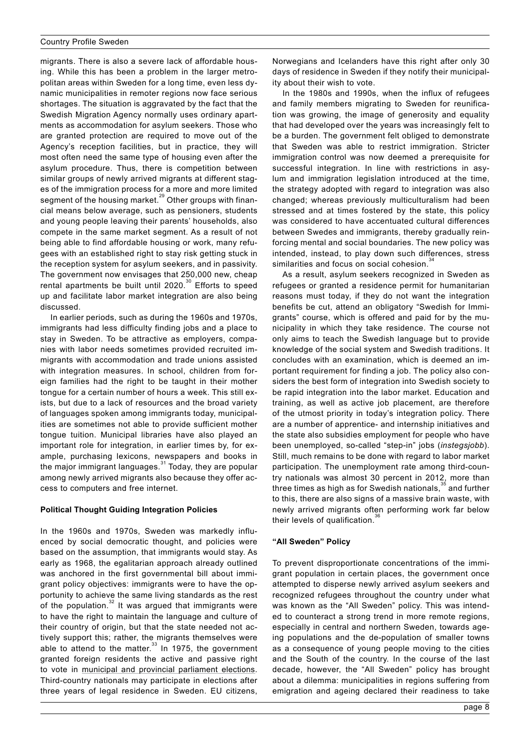migrants. There is also a severe lack of affordable housing. While this has been a problem in the larger metropolitan areas within Sweden for a long time, even less dynamic municipalities in remoter regions now face serious shortages. The situation is aggravated by the fact that the Swedish Migration Agency normally uses ordinary apartments as accommodation for asylum seekers. Those who are granted protection are required to move out of the Agency's reception facilities, but in practice, they will most often need the same type of housing even after the asylum procedure. Thus, there is competition between similar groups of newly arrived migrants at different stages of the immigration process for a more and more limited segment of the housing market.[29] Other groups with financial means below average, such as pensioners, students and young people leaving their parents' households, also compete in the same market segment. As a result of not being able to find affordable housing or work, many refugees with an established right to stay risk getting stuck in the reception system for asylum seekers, and in passivity. The government now envisages that 250,000 new, cheap rental apartments be built until 2020.[30] Efforts to speed up and facilitate labor market integration are also being discussed.

In earlier periods, such as during the 1960s and 1970s, immigrants had less difficulty finding jobs and a place to stay in Sweden. To be attractive as employers, companies with labor needs sometimes provided recruited immigrants with accommodation and trade unions assisted with integration measures. In school, children from foreign families had the right to be taught in their mother tongue for a certain number of hours a week. This still exists, but due to a lack of resources and the broad variety of languages spoken among immigrants today, municipalities are sometimes not able to provide sufficient mother tongue tuition. Municipal libraries have also played an important role for integration, in earlier times by, for example, purchasing lexicons, newspapers and books in the major immigrant languages.[31] Today, they are popular among newly arrived migrants also because they offer access to computers and free internet.

**Political Thought Guiding Integration Policies**

In the 1960s and 1970s, Sweden was markedly influenced by social democratic thought, and policies were based on the assumption, that immigrants would stay. As early as 1968, the egalitarian approach already outlined was anchored in the first governmental bill about immigrant policy objectives: immigrants were to have the opportunity to achieve the same living standards as the rest of the population.[32] It was argued that immigrants were to have the right to maintain the language and culture of their country of origin, but that the state needed not actively support this; rather, the migrants themselves were able to attend to the matter.[33] In 1975, the government granted foreign residents the active and passive right to vote in municipal and provincial parliament elections. Third-country nationals may participate in elections after three years of legal residence in Sweden. EU citizens, Norwegians and Icelanders have this right after only 30 days of residence in Sweden if they notify their municipality about their wish to vote.

In the 1980s and 1990s, when the influx of refugees and family members migrating to Sweden for reunification was growing, the image of generosity and equality that had developed over the years was increasingly felt to be a burden. The government felt obliged to demonstrate that Sweden was able to restrict immigration. Stricter immigration control was now deemed a prerequisite for successful integration. In line with restrictions in asylum and immigration legislation introduced at the time, the strategy adopted with regard to integration was also changed; whereas previously multiculturalism had been stressed and at times fostered by the state, this policy was considered to have accentuated cultural differences between Swedes and immigrants, thereby gradually reinforcing mental and social boundaries. The new policy was intended, instead, to play down such differences, stress similarities and focus on social cohesion.[34]

As a result, asylum seekers recognized in Sweden as refugees or granted a residence permit for humanitarian reasons must today, if they do not want the integration benefits be cut, attend an obligatory "Swedish for Immigrants" course, which is offered and paid for by the municipality in which they take residence. The course not only aims to teach the Swedish language but to provide knowledge of the social system and Swedish traditions. It concludes with an examination, which is deemed an important requirement for finding a job. The policy also considers the best form of integration into Swedish society to be rapid integration into the labor market. Education and training, as well as active job placement, are therefore of the utmost priority in today's integration policy. There are a number of apprentice- and internship initiatives and the state also subsidies employment for people who have been unemployed, so-called "step-in" jobs (*instegsjobb*). Still, much remains to be done with regard to labor market participation. The unemployment rate among third-country nationals was almost 30 percent in 2012, more than three times as high as for Swedish nationals,[35] and further to this, there are also signs of a massive brain waste, with newly arrived migrants often performing work far below their levels of qualification.[36]

**"All Sweden" Policy**

To prevent disproportionate concentrations of the immigrant population in certain places, the government once attempted to disperse newly arrived asylum seekers and recognized refugees throughout the country under what was known as the "All Sweden" policy. This was intended to counteract a strong trend in more remote regions, especially in central and northern Sweden, towards ageing populations and the de-population of smaller towns as a consequence of young people moving to the cities and the South of the country. In the course of the last decade, however, the "All Sweden" policy has brought about a dilemma: municipalities in regions suffering from emigration and ageing declared their readiness to take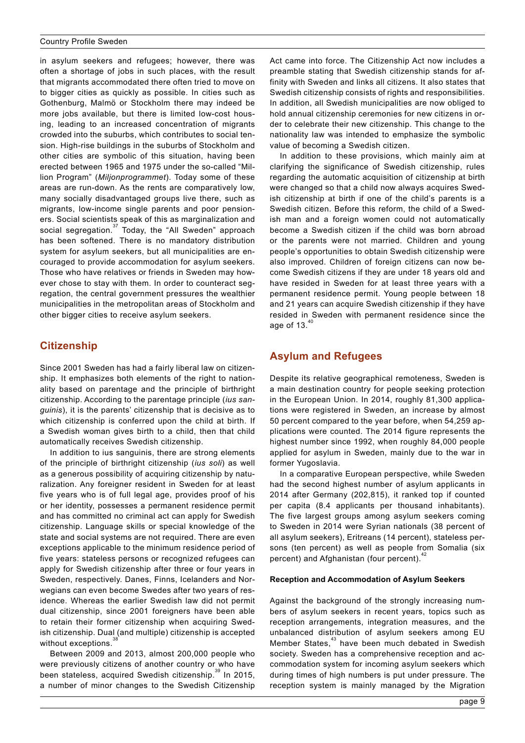in asylum seekers and refugees; however, there was often a shortage of jobs in such places, with the result that migrants accommodated there often tried to move on to bigger cities as quickly as possible. In cities such as Gothenburg, Malmö or Stockholm there may indeed be more jobs available, but there is limited low-cost housing, leading to an increased concentration of migrants crowded into the suburbs, which contributes to social tension. High-rise buildings in the suburbs of Stockholm and other cities are symbolic of this situation, having been erected between 1965 and 1975 under the so-called "Million Program" (*Miljonprogrammet*). Today some of these areas are run-down. As the rents are comparatively low, many socially disadvantaged groups live there, such as migrants, low-income single parents and poor pensioners. Social scientists speak of this as marginalization and social segregation.[37] Today, the "All Sweden" approach has been softened. There is no mandatory distribution system for asylum seekers, but all municipalities are encouraged to provide accommodation for asylum seekers. Those who have relatives or friends in Sweden may however chose to stay with them. In order to counteract segregation, the central government pressures the wealthier municipalities in the metropolitan areas of Stockholm and other bigger cities to receive asylum seekers.

## Citizenship

Since 2001 Sweden has had a fairly liberal law on citizenship. It emphasizes both elements of the right to nationality based on parentage and the principle of birthright citizenship. According to the parentage principle (*ius sanguinis*), it is the parents' citizenship that is decisive as to which citizenship is conferred upon the child at birth. If a Swedish woman gives birth to a child, then that child automatically receives Swedish citizenship.

In addition to ius sanguinis, there are strong elements of the principle of birthright citizenship (*ius soli*) as well as a generous possibility of acquiring citizenship by naturalization. Any foreigner resident in Sweden for at least five years who is of full legal age, provides proof of his or her identity, possesses a permanent residence permit and has committed no criminal act can apply for Swedish citizenship. Language skills or special knowledge of the state and social systems are not required. There are even exceptions applicable to the minimum residence period of five years: stateless persons or recognized refugees can apply for Swedish citizenship after three or four years in Sweden, respectively. Danes, Finns, Icelanders and Norwegians can even become Swedes after two years of residence. Whereas the earlier Swedish law did not permit dual citizenship, since 2001 foreigners have been able to retain their former citizenship when acquiring Swedish citizenship. Dual (and multiple) citizenship is accepted without exceptions.[38]

Between 2009 and 2013, almost 200,000 people who were previously citizens of another country or who have been stateless, acquired Swedish citizenship.[39] In 2015, a number of minor changes to the Swedish Citizenship Act came into force. The Citizenship Act now includes a preamble stating that Swedish citizenship stands for affinity with Sweden and links all citizens. It also states that Swedish citizenship consists of rights and responsibilities. In addition, all Swedish municipalities are now obliged to hold annual citizenship ceremonies for new citizens in order to celebrate their new citizenship. This change to the nationality law was intended to emphasize the symbolic value of becoming a Swedish citizen.

In addition to these provisions, which mainly aim at clarifying the significance of Swedish citizenship, rules regarding the automatic acquisition of citizenship at birth were changed so that a child now always acquires Swedish citizenship at birth if one of the child's parents is a Swedish citizen. Before this reform, the child of a Swedish man and a foreign women could not automatically become a Swedish citizen if the child was born abroad or the parents were not married. Children and young people's opportunities to obtain Swedish citizenship were also improved. Children of foreign citizens can now become Swedish citizens if they are under 18 years old and have resided in Sweden for at least three years with a permanent residence permit. Young people between 18 and 21 years can acquire Swedish citizenship if they have resided in Sweden with permanent residence since the age of 13.[40]

## Asylum and Refugees

Despite its relative geographical remoteness, Sweden is a main destination country for people seeking protection in the European Union. In 2014, roughly 81,300 applications were registered in Sweden, an increase by almost 50 percent compared to the year before, when 54,259 applications were counted. The 2014 figure represents the highest number since 1992, when roughly 84,000 people applied for asylum in Sweden, mainly due to the war in former Yugoslavia.

In a comparative European perspective, while Sweden had the second highest number of asylum applicants in 2014 after Germany (202,815), it ranked top if counted per capita (8.4 applicants per thousand inhabitants). The five largest groups among asylum seekers coming to Sweden in 2014 were Syrian nationals (38 percent of all asylum seekers), Eritreans (14 percent), stateless persons (ten percent) as well as people from Somalia (six percent) and Afghanistan (four percent).[42]

### Reception and Accommodation of Asylum Seekers

Against the background of the strongly increasing numbers of asylum seekers in recent years, topics such as reception arrangements, integration measures, and the unbalanced distribution of asylum seekers among EU Member States,[43] have been much debated in Swedish society. Sweden has a comprehensive reception and accommodation system for incoming asylum seekers which during times of high numbers is put under pressure. The reception system is mainly managed by the Migration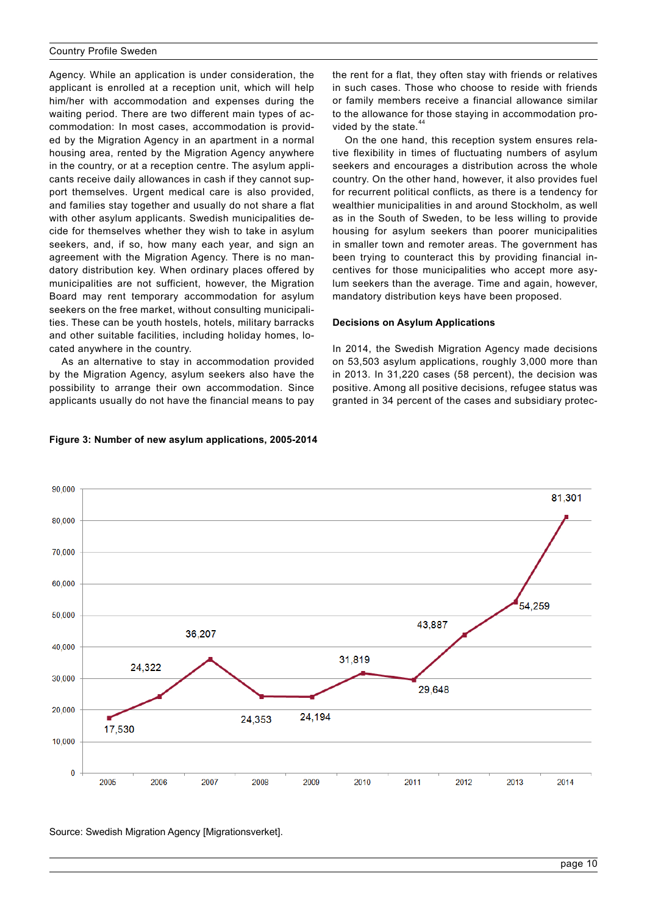Agency. While an application is under consideration, the applicant is enrolled at a reception unit, which will help him/her with accommodation and expenses during the waiting period. There are two different main types of accommodation: In most cases, accommodation is provided by the Migration Agency in an apartment in a normal housing area, rented by the Migration Agency anywhere in the country, or at a reception centre. The asylum applicants receive daily allowances in cash if they cannot support themselves. Urgent medical care is also provided, and families stay together and usually do not share a flat with other asylum applicants. Swedish municipalities decide for themselves whether they wish to take in asylum seekers, and, if so, how many each year, and sign an agreement with the Migration Agency. There is no mandatory distribution key. When ordinary places offered by municipalities are not sufficient, however, the Migration Board may rent temporary accommodation for asylum seekers on the free market, without consulting municipalities. These can be youth hostels, hotels, military barracks and other suitable facilities, including holiday homes, located anywhere in the country.

As an alternative to stay in accommodation provided by the Migration Agency, asylum seekers also have the possibility to arrange their own accommodation. Since applicants usually do not have the financial means to pay the rent for a flat, they often stay with friends or relatives in such cases. Those who choose to reside with friends or family members receive a financial allowance similar to the allowance for those staying in accommodation provided by the state.[44]

On the one hand, this reception system ensures relative flexibility in times of fluctuating numbers of asylum seekers and encourages a distribution across the whole country. On the other hand, however, it also provides fuel for recurrent political conflicts, as there is a tendency for wealthier municipalities in and around Stockholm, as well as in the South of Sweden, to be less willing to provide housing for asylum seekers than poorer municipalities in smaller town and remote areas. The government has been trying to counteract this by providing financial incentives for those municipalities who accept more asylum seekers than the average. Time and again, however, mandatory distribution keys have been proposed.

**Decisions on Asylum Applications**

In 2014, the Swedish Migration Agency made decisions on 53,503 asylum applications, roughly 3,000 more than in 2013. In 31,220 cases (58 percent), the decision was positive. Among all positive decisions, refugee status was granted in 34 percent of the cases and subsidiary protec-

**Figure 3: Number of new asylum applications, 2005-2014**

| Year | Applications |
|---|---|
| 2005 | 17,530 |
| 2006 | 24,322 |
| 2007 | 36,207 |
| 2008 | 24,353 |
| 2009 | 24,194 |
| 2010 | 31,819 |
| 2011 | 29,648 |
| 2012 | 43,887 |
| 2013 | 54,259 |
| 2014 | 81,301 |

Source: Swedish Migration Agency [Migrationsverket].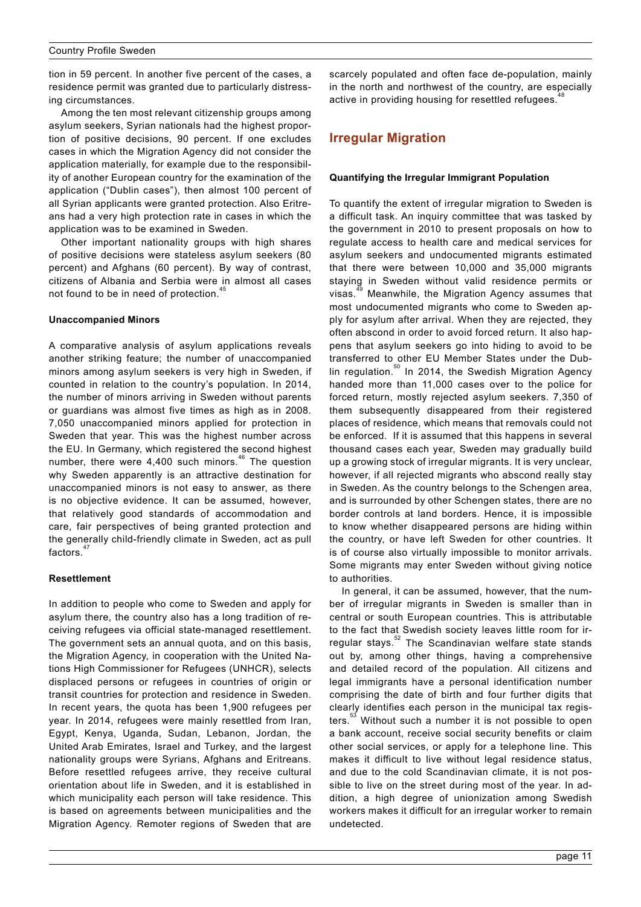tion in 59 percent. In another five percent of the cases, a residence permit was granted due to particularly distressing circumstances.

Among the ten most relevant citizenship groups among asylum seekers, Syrian nationals had the highest proportion of positive decisions, 90 percent. If one excludes cases in which the Migration Agency did not consider the application materially, for example due to the responsibility of another European country for the examination of the application ("Dublin cases"), then almost 100 percent of all Syrian applicants were granted protection. Also Eritreans had a very high protection rate in cases in which the application was to be examined in Sweden.

Other important nationality groups with high shares of positive decisions were stateless asylum seekers (80 percent) and Afghans (60 percent). By way of contrast, citizens of Albania and Serbia were in almost all cases not found to be in need of protection.[45]

#### Unaccompanied Minors

A comparative analysis of asylum applications reveals another striking feature; the number of unaccompanied minors among asylum seekers is very high in Sweden, if counted in relation to the country's population. In 2014, the number of minors arriving in Sweden without parents or guardians was almost five times as high as in 2008. 7,050 unaccompanied minors applied for protection in Sweden that year. This was the highest number across the EU. In Germany, which registered the second highest number, there were 4,400 such minors.[46] The question why Sweden apparently is an attractive destination for unaccompanied minors is not easy to answer, as there is no objective evidence. It can be assumed, however, that relatively good standards of accommodation and care, fair perspectives of being granted protection and the generally child-friendly climate in Sweden, act as pull factors.[47]

#### Resettlement

In addition to people who come to Sweden and apply for asylum there, the country also has a long tradition of receiving refugees via official state-managed resettlement. The government sets an annual quota, and on this basis, the Migration Agency, in cooperation with the United Nations High Commissioner for Refugees (UNHCR), selects displaced persons or refugees in countries of origin or transit countries for protection and residence in Sweden. In recent years, the quota has been 1,900 refugees per year. In 2014, refugees were mainly resettled from Iran, Egypt, Kenya, Uganda, Sudan, Lebanon, Jordan, the United Arab Emirates, Israel and Turkey, and the largest nationality groups were Syrians, Afghans and Eritreans. Before resettled refugees arrive, they receive cultural orientation about life in Sweden, and it is established in which municipality each person will take residence. This is based on agreements between municipalities and the Migration Agency. Remoter regions of Sweden that are scarcely populated and often face de-population, mainly in the north and northwest of the country, are especially active in providing housing for resettled refugees.[48]

## Irregular Migration

#### Quantifying the Irregular Immigrant Population

To quantify the extent of irregular migration to Sweden is a difficult task. An inquiry committee that was tasked by the government in 2010 to present proposals on how to regulate access to health care and medical services for asylum seekers and undocumented migrants estimated that there were between 10,000 and 35,000 migrants staying in Sweden without valid residence permits or visas.[49] Meanwhile, the Migration Agency assumes that most undocumented migrants who come to Sweden apply for asylum after arrival. When they are rejected, they often abscond in order to avoid forced return. It also happens that asylum seekers go into hiding to avoid to be transferred to other EU Member States under the Dublin regulation.[50] In 2014, the Swedish Migration Agency handed more than 11,000 cases over to the police for forced return, mostly rejected asylum seekers. 7,350 of them subsequently disappeared from their registered places of residence, which means that removals could not be enforced. If it is assumed that this happens in several thousand cases each year, Sweden may gradually build up a growing stock of irregular migrants. It is very unclear, however, if all rejected migrants who abscond really stay in Sweden. As the country belongs to the Schengen area, and is surrounded by other Schengen states, there are no border controls at land borders. Hence, it is impossible to know whether disappeared persons are hiding within the country, or have left Sweden for other countries. It is of course also virtually impossible to monitor arrivals. Some migrants may enter Sweden without giving notice to authorities.

In general, it can be assumed, however, that the number of irregular migrants in Sweden is smaller than in central or south European countries. This is attributable to the fact that Swedish society leaves little room for irregular stays.[52] The Scandinavian welfare state stands out by, among other things, having a comprehensive and detailed record of the population. All citizens and legal immigrants have a personal identification number comprising the date of birth and four further digits that clearly identifies each person in the municipal tax registers.[53] Without such a number it is not possible to open a bank account, receive social security benefits or claim other social services, or apply for a telephone line. This makes it difficult to live without legal residence status, and due to the cold Scandinavian climate, it is not possible to live on the street during most of the year. In addition, a high degree of unionization among Swedish workers makes it difficult for an irregular worker to remain undetected.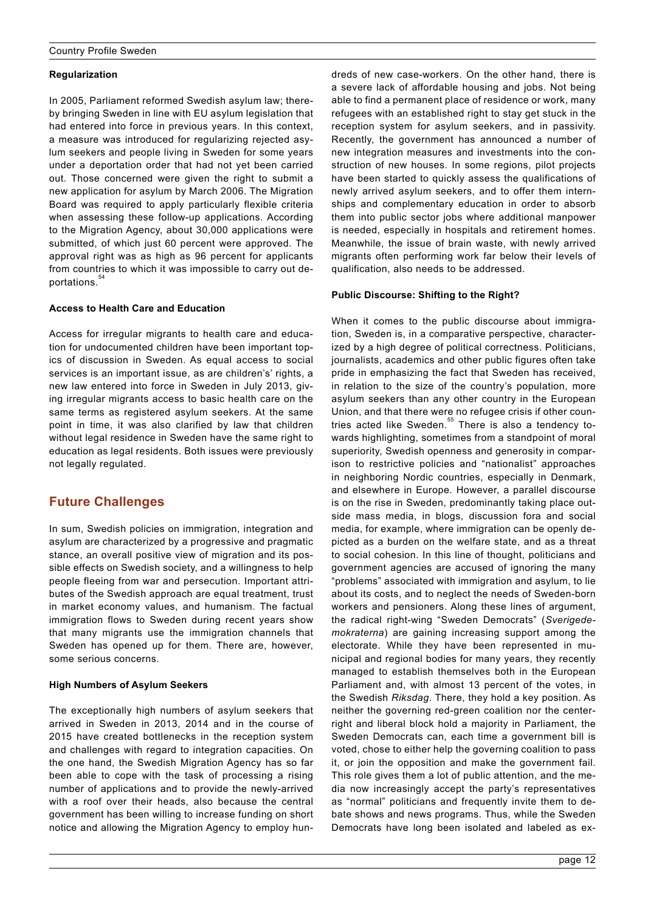### Regularization

In 2005, Parliament reformed Swedish asylum law; thereby bringing Sweden in line with EU asylum legislation that had entered into force in previous years. In this context, a measure was introduced for regularizing rejected asylum seekers and people living in Sweden for some years under a deportation order that had not yet been carried out. Those concerned were given the right to submit a new application for asylum by March 2006. The Migration Board was required to apply particularly flexible criteria when assessing these follow-up applications. According to the Migration Agency, about 30,000 applications were submitted, of which just 60 percent were approved. The approval right was as high as 96 percent for applicants from countries to which it was impossible to carry out deportations.[54]

### Access to Health Care and Education

Access for irregular migrants to health care and education for undocumented children have been important topics of discussion in Sweden. As equal access to social services is an important issue, as are children's' rights, a new law entered into force in Sweden in July 2013, giving irregular migrants access to basic health care on the same terms as registered asylum seekers. At the same point in time, it was also clarified by law that children without legal residence in Sweden have the same right to education as legal residents. Both issues were previously not legally regulated.

## Future Challenges

In sum, Swedish policies on immigration, integration and asylum are characterized by a progressive and pragmatic stance, an overall positive view of migration and its possible effects on Swedish society, and a willingness to help people fleeing from war and persecution. Important attributes of the Swedish approach are equal treatment, trust in market economy values, and humanism. The factual immigration flows to Sweden during recent years show that many migrants use the immigration channels that Sweden has opened up for them. There are, however, some serious concerns.

### High Numbers of Asylum Seekers

The exceptionally high numbers of asylum seekers that arrived in Sweden in 2013, 2014 and in the course of 2015 have created bottlenecks in the reception system and challenges with regard to integration capacities. On the one hand, the Swedish Migration Agency has so far been able to cope with the task of processing a rising number of applications and to provide the newly-arrived with a roof over their heads, also because the central government has been willing to increase funding on short notice and allowing the Migration Agency to employ hundreds of new case-workers. On the other hand, there is a severe lack of affordable housing and jobs. Not being able to find a permanent place of residence or work, many refugees with an established right to stay get stuck in the reception system for asylum seekers, and in passivity. Recently, the government has announced a number of new integration measures and investments into the construction of new houses. In some regions, pilot projects have been started to quickly assess the qualifications of newly arrived asylum seekers, and to offer them internships and complementary education in order to absorb them into public sector jobs where additional manpower is needed, especially in hospitals and retirement homes. Meanwhile, the issue of brain waste, with newly arrived migrants often performing work far below their levels of qualification, also needs to be addressed.

### Public Discourse: Shifting to the Right?

When it comes to the public discourse about immigration, Sweden is, in a comparative perspective, characterized by a high degree of political correctness. Politicians, journalists, academics and other public figures often take pride in emphasizing the fact that Sweden has received, in relation to the size of the country's population, more asylum seekers than any other country in the European Union, and that there were no refugee crisis if other countries acted like Sweden.[55] There is also a tendency towards highlighting, sometimes from a standpoint of moral superiority, Swedish openness and generosity in comparison to restrictive policies and "nationalist" approaches in neighboring Nordic countries, especially in Denmark, and elsewhere in Europe. However, a parallel discourse is on the rise in Sweden, predominantly taking place outside mass media, in blogs, discussion fora and social media, for example, where immigration can be openly depicted as a burden on the welfare state, and as a threat to social cohesion. In this line of thought, politicians and government agencies are accused of ignoring the many "problems" associated with immigration and asylum, to lie about its costs, and to neglect the needs of Sweden-born workers and pensioners. Along these lines of argument, the radical right-wing "Sweden Democrats" (*Sverigedemokraterna*) are gaining increasing support among the electorate. While they have been represented in municipal and regional bodies for many years, they recently managed to establish themselves both in the European Parliament and, with almost 13 percent of the votes, in the Swedish *Riksdag*. There, they hold a key position. As neither the governing red-green coalition nor the center-right and liberal block hold a majority in Parliament, the Sweden Democrats can, each time a government bill is voted, chose to either help the governing coalition to pass it, or join the opposition and make the government fail. This role gives them a lot of public attention, and the media now increasingly accept the party's representatives as "normal" politicians and frequently invite them to debate shows and news programs. Thus, while the Sweden Democrats have long been isolated and labeled as ex-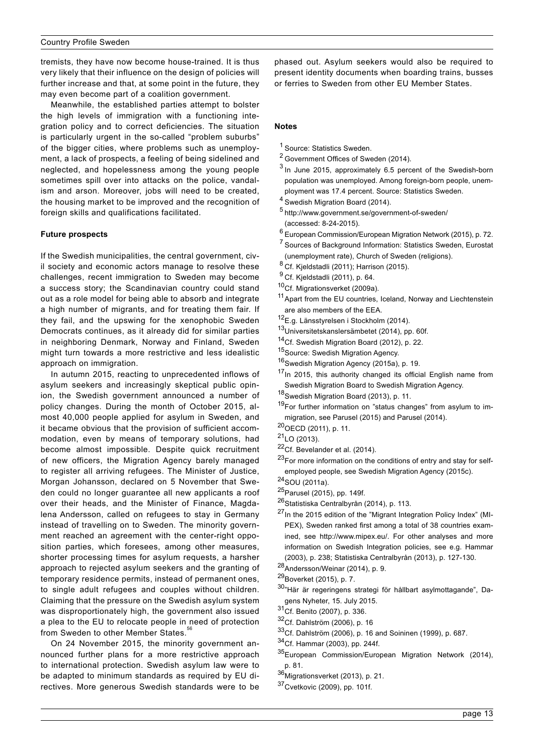tremists, they have now become house-trained. It is thus very likely that their influence on the design of policies will further increase and that, at some point in the future, they may even become part of a coalition government.

Meanwhile, the established parties attempt to bolster the high levels of immigration with a functioning integration policy and to correct deficiencies. The situation is particularly urgent in the so-called "problem suburbs" of the bigger cities, where problems such as unemployment, a lack of prospects, a feeling of being sidelined and neglected, and hopelessness among the young people sometimes spill over into attacks on the police, vandalism and arson. Moreover, jobs will need to be created, the housing market to be improved and the recognition of foreign skills and qualifications facilitated.

**Future prospects**

If the Swedish municipalities, the central government, civil society and economic actors manage to resolve these challenges, recent immigration to Sweden may become a success story; the Scandinavian country could stand out as a role model for being able to absorb and integrate a high number of migrants, and for treating them fair. If they fail, and the upswing for the xenophobic Sweden Democrats continues, as it already did for similar parties in neighboring Denmark, Norway and Finland, Sweden might turn towards a more restrictive and less idealistic approach on immigration.

In autumn 2015, reacting to unprecedented inflows of asylum seekers and increasingly skeptical public opinion, the Swedish government announced a number of policy changes. During the month of October 2015, almost 40,000 people applied for asylum in Sweden, and it became obvious that the provision of sufficient accommodation, even by means of temporary solutions, had become almost impossible. Despite quick recruitment of new officers, the Migration Agency barely managed to register all arriving refugees. The Minister of Justice, Morgan Johansson, declared on 5 November that Sweden could no longer guarantee all new applicants a roof over their heads, and the Minister of Finance, Magdalena Andersson, called on refugees to stay in Germany instead of travelling on to Sweden. The minority government reached an agreement with the center-right opposition parties, which foresees, among other measures, shorter processing times for asylum requests, a harsher approach to rejected asylum seekers and the granting of temporary residence permits, instead of permanent ones, to single adult refugees and couples without children. Claiming that the pressure on the Swedish asylum system was disproportionately high, the government also issued a plea to the EU to relocate people in need of protection from Sweden to other Member States.[56]

On 24 November 2015, the minority government announced further plans for a more restrictive approach to international protection. Swedish asylum law were to be adapted to minimum standards as required by EU directives. More generous Swedish standards were to be phased out. Asylum seekers would also be required to present identity documents when boarding trains, busses or ferries to Sweden from other EU Member States.

**Notes**

[1] Source: Statistics Sweden.
[2] Government Offices of Sweden (2014).
[3] In June 2015, approximately 6.5 percent of the Swedish-born population was unemployed. Among foreign-born people, unemployment was 17.4 percent. Source: Statistics Sweden.
[4] Swedish Migration Board (2014).
[5] http://www.government.se/government-of-sweden/ (accessed: 8-24-2015).
[6] European Commission/European Migration Network (2015), p. 72.
[7] Sources of Background Information: Statistics Sweden, Eurostat (unemployment rate), Church of Sweden (religions).
[8] Cf. Kjeldstadli (2011); Harrison (2015).
[9] Cf. Kjeldstadli (2011), p. 64.
[10] Cf. Migrationsverket (2009a).
[11] Apart from the EU countries, Iceland, Norway and Liechtenstein are also members of the EEA.
[12] E.g. Länsstyrelsen i Stockholm (2014).
[13] Universitetskanslersämbetet (2014), pp. 60f.
[14] Cf. Swedish Migration Board (2012), p. 22.
[15] Source: Swedish Migration Agency.
[16] Swedish Migration Agency (2015a), p. 19.
[17] In 2015, this authority changed its official English name from Swedish Migration Board to Swedish Migration Agency.
[18] Swedish Migration Board (2013), p. 11.
[19] For further information on "status changes" from asylum to immigration, see Parusel (2015) and Parusel (2014).
[20] OECD (2011), p. 11.
[21] LO (2013).
[22] Cf. Bevelander et al. (2014).
[23] For more information on the conditions of entry and stay for self-employed people, see Swedish Migration Agency (2015c).
[24] SOU (2011a).
[25] Parusel (2015), pp. 149f.
[26] Statistiska Centralbyrån (2014), p. 113.
[27] In the 2015 edition of the "Migrant Integration Policy Index" (MIPEX), Sweden ranked first among a total of 38 countries examined, see http://www.mipex.eu/. For other analyses and more information on Swedish Integration policies, see e.g. Hammar (2003), p. 238; Statistiska Centralbyrån (2013), p. 127-130.
[28] Andersson/Weinar (2014), p. 9.
[29] Boverket (2015), p. 7.
[30] "Här är regeringens strategi för hållbart asylmottagande", Dagens Nyheter, 15. July 2015.
[31] Cf. Benito (2007), p. 336.
[32] Cf. Dahlström (2006), p. 16
[33] Cf. Dahlström (2006), p. 16 and Soininen (1999), p. 687.
[34] Cf. Hammar (2003), pp. 244f.
[35] European Commission/European Migration Network (2014), p. 81.
[36] Migrationsverket (2013), p. 21.
[37] Cvetkovic (2009), pp. 101f.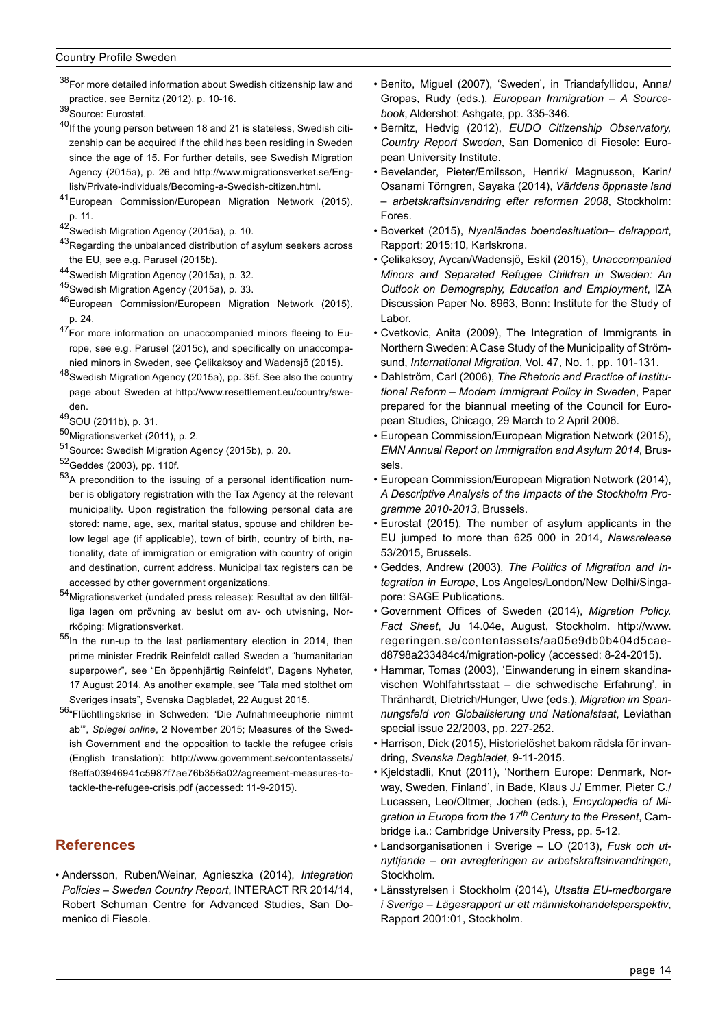[38]For more detailed information about Swedish citizenship law and practice, see Bernitz (2012), p. 10-16.

[39]Source: Eurostat.

[40]If the young person between 18 and 21 is stateless, Swedish citizenship can be acquired if the child has been residing in Sweden since the age of 15. For further details, see Swedish Migration Agency (2015a), p. 26 and http://www.migrationsverket.se/English/Private-individuals/Becoming-a-Swedish-citizen.html.

[41]European Commission/European Migration Network (2015), p. 11.

[42]Swedish Migration Agency (2015a), p. 10.

[43]Regarding the unbalanced distribution of asylum seekers across the EU, see e.g. Parusel (2015b).

[44]Swedish Migration Agency (2015a), p. 32.

[45]Swedish Migration Agency (2015a), p. 33.

[46]European Commission/European Migration Network (2015), p. 24.

[47]For more information on unaccompanied minors fleeing to Europe, see e.g. Parusel (2015c), and specifically on unaccompanied minors in Sweden, see Çelikaksoy and Wadensjö (2015).

[48]Swedish Migration Agency (2015a), pp. 35f. See also the country page about Sweden at http://www.resettlement.eu/country/sweden.

[49]SOU (2011b), p. 31.

[50]Migrationsverket (2011), p. 2.

[51]Source: Swedish Migration Agency (2015b), p. 20.

[52]Geddes (2003), pp. 110f.

[53]A precondition to the issuing of a personal identification number is obligatory registration with the Tax Agency at the relevant municipality. Upon registration the following personal data are stored: name, age, sex, marital status, spouse and children below legal age (if applicable), town of birth, country of birth, nationality, date of immigration or emigration with country of origin and destination, current address. Municipal tax registers can be accessed by other government organizations.

[54]Migrationsverket (undated press release): Resultat av den tillfälliga lagen om prövning av beslut om av- och utvisning, Norrköping: Migrationsverket.

[55]In the run-up to the last parliamentary election in 2014, then prime minister Fredrik Reinfeldt called Sweden a "humanitarian superpower", see "En öppenhjärtig Reinfeldt", Dagens Nyheter, 17 August 2014. As another example, see "Tala med stolthet om Sveriges insats", Svenska Dagbladet, 22 August 2015.

[56]"Flüchtlingskrise in Schweden: 'Die Aufnahmeeuphorie nimmt ab'", *Spiegel online*, 2 November 2015; Measures of the Swedish Government and the opposition to tackle the refugee crisis (English translation): http://www.government.se/contentassets/f8effa03946941c5987f7ae76b356a02/agreement-measures-to-tackle-the-refugee-crisis.pdf (accessed: 11-9-2015).

## References

- Andersson, Ruben/Weinar, Agnieszka (2014), *Integration Policies – Sweden Country Report*, INTERACT RR 2014/14, Robert Schuman Centre for Advanced Studies, San Domenico di Fiesole.
- Benito, Miguel (2007), 'Sweden', in Triandafyllidou, Anna/Gropas, Rudy (eds.), *European Immigration – A Sourcebook*, Aldershot: Ashgate, pp. 335-346.
- Bernitz, Hedvig (2012), *EUDO Citizenship Observatory, Country Report Sweden*, San Domenico di Fiesole: European University Institute.
- Bevelander, Pieter/Emilsson, Henrik/ Magnusson, Karin/Osanami Törngren, Sayaka (2014), *Världens öppnaste land – arbetskraftsinvandring efter reformen 2008*, Stockholm: Fores.
- Boverket (2015), *Nyanländas boendesituation– delrapport*, Rapport: 2015:10, Karlskrona.
- Çelikaksoy, Aycan/Wadensjö, Eskil (2015), *Unaccompanied Minors and Separated Refugee Children in Sweden: An Outlook on Demography, Education and Employment*, IZA Discussion Paper No. 8963, Bonn: Institute for the Study of Labor.
- Cvetkovic, Anita (2009), The Integration of Immigrants in Northern Sweden: A Case Study of the Municipality of Strömsund, *International Migration*, Vol. 47, No. 1, pp. 101-131.
- Dahlström, Carl (2006), *The Rhetoric and Practice of Institutional Reform – Modern Immigrant Policy in Sweden*, Paper prepared for the biannual meeting of the Council for European Studies, Chicago, 29 March to 2 April 2006.
- European Commission/European Migration Network (2015), *EMN Annual Report on Immigration and Asylum 2014*, Brussels.
- European Commission/European Migration Network (2014), *A Descriptive Analysis of the Impacts of the Stockholm Programme 2010-2013*, Brussels.
- Eurostat (2015), The number of asylum applicants in the EU jumped to more than 625 000 in 2014, *Newsrelease* 53/2015, Brussels.
- Geddes, Andrew (2003), *The Politics of Migration and Integration in Europe*, Los Angeles/London/New Delhi/Singapore: SAGE Publications.
- Government Offices of Sweden (2014), *Migration Policy. Fact Sheet*, Ju 14.04e, August, Stockholm. http://www.regeringen.se/contentassets/aa05e9db0b404d5caed8798a233484c4/migration-policy (accessed: 8-24-2015).
- Hammar, Tomas (2003), 'Einwanderung in einem skandinavischen Wohlfahrtsstaat – die schwedische Erfahrung', in Thränhardt, Dietrich/Hunger, Uwe (eds.), *Migration im Spannungsfeld von Globalisierung und Nationalstaat*, Leviathan special issue 22/2003, pp. 227-252.
- Harrison, Dick (2015), Historielöshet bakom rädsla för invandring, *Svenska Dagbladet*, 9-11-2015.
- Kjeldstadli, Knut (2011), 'Northern Europe: Denmark, Norway, Sweden, Finland', in Bade, Klaus J./ Emmer, Pieter C./ Lucassen, Leo/Oltmer, Jochen (eds.), *Encyclopedia of Migration in Europe from the 17th Century to the Present*, Cambridge i.a.: Cambridge University Press, pp. 5-12.
- Landsorganisationen i Sverige – LO (2013), *Fusk och utnyttjande – om avregleringen av arbetskraftsinvandringen*, Stockholm.
- Länsstyrelsen i Stockholm (2014), *Utsatta EU-medborgare i Sverige – Lägesrapport ur ett människohandelsperspektiv*, Rapport 2001:01, Stockholm.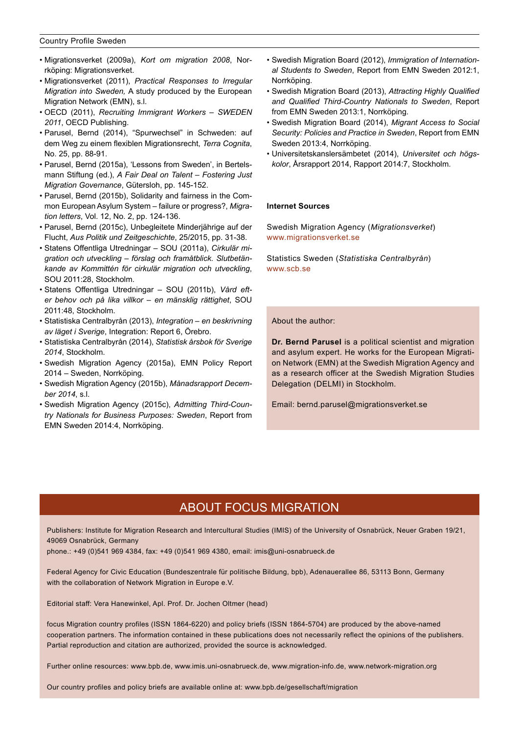- Migrationsverket (2009a), *Kort om migration 2008*, Norrköping: Migrationsverket.
- Migrationsverket (2011), *Practical Responses to Irregular Migration into Sweden,* A study produced by the European Migration Network (EMN), s.l.
- OECD (2011), *Recruiting Immigrant Workers – SWEDEN 2011*, OECD Publishing.
- Parusel, Bernd (2014), "Spurwechsel" in Schweden: auf dem Weg zu einem flexiblen Migrationsrecht, *Terra Cognita*, No. 25, pp. 88-91.
- Parusel, Bernd (2015a), 'Lessons from Sweden', in Bertelsmann Stiftung (ed.), *A Fair Deal on Talent – Fostering Just Migration Governance*, Gütersloh, pp. 145-152.
- Parusel, Bernd (2015b), Solidarity and fairness in the Common European Asylum System – failure or progress?, *Migration letters*, Vol. 12, No. 2, pp. 124-136.
- Parusel, Bernd (2015c), Unbegleitete Minderjährige auf der Flucht, *Aus Politik und Zeitgeschichte*, 25/2015, pp. 31-38.
- Statens Offentliga Utredningar – SOU (2011a), *Cirkulär migration och utveckling – förslag och framåtblick. Slutbetänkande av Kommittén för cirkulär migration och utveckling*, SOU 2011:28, Stockholm.
- Statens Offentliga Utredningar – SOU (2011b), *Vård efter behov och på lika villkor – en mänsklig rättighet*, SOU 2011:48, Stockholm.
- Statistiska Centralbyrån (2013), *Integration – en beskrivning av läget i Sverige*, Integration: Report 6, Örebro.
- Statistiska Centralbyrån (2014), *Statistisk årsbok för Sverige 2014*, Stockholm.
- Swedish Migration Agency (2015a), EMN Policy Report 2014 – Sweden, Norrköping.
- Swedish Migration Agency (2015b), *Månadsrapport December 2014*, s.l.
- Swedish Migration Agency (2015c), *Admitting Third-Country Nationals for Business Purposes: Sweden*, Report from EMN Sweden 2014:4, Norrköping.
- Swedish Migration Board (2012), *Immigration of International Students to Sweden*, Report from EMN Sweden 2012:1, Norrköping.
- Swedish Migration Board (2013), *Attracting Highly Qualified and Qualified Third-Country Nationals to Sweden*, Report from EMN Sweden 2013:1, Norrköping.
- Swedish Migration Board (2014), *Migrant Access to Social Security: Policies and Practice in Sweden*, Report from EMN Sweden 2013:4, Norrköping.
- Universitetskanslersämbetet (2014), *Universitet och högskolor*, Årsrapport 2014, Rapport 2014:7, Stockholm.

**Internet Sources**

Swedish Migration Agency (*Migrationsverket*)
www.migrationsverket.se

Statistics Sweden (*Statistiska Centralbyrån*)
www.scb.se

About the author:

**Dr. Bernd Parusel** is a political scientist and migration and asylum expert. He works for the European Migration Network (EMN) at the Swedish Migration Agency and as a research officer at the Swedish Migration Studies Delegation (DELMI) in Stockholm.

Email: bernd.parusel@migrationsverket.se

## ABOUT FOCUS MIGRATION

Publishers: Institute for Migration Research and Intercultural Studies (IMIS) of the University of Osnabrück, Neuer Graben 19/21, 49069 Osnabrück, Germany
phone.: +49 (0)541 969 4384, fax: +49 (0)541 969 4380, email: imis@uni-osnabrueck.de

Federal Agency for Civic Education (Bundeszentrale für politische Bildung, bpb), Adenauerallee 86, 53113 Bonn, Germany
with the collaboration of Network Migration in Europe e.V.

Editorial staff: Vera Hanewinkel, Apl. Prof. Dr. Jochen Oltmer (head)

focus Migration country profiles (ISSN 1864-6220) and policy briefs (ISSN 1864-5704) are produced by the above-named cooperation partners. The information contained in these publications does not necessarily reflect the opinions of the publishers. Partial reproduction and citation are authorized, provided the source is acknowledged.

Further online resources: www.bpb.de, www.imis.uni-osnabrueck.de, www.migration-info.de, www.network-migration.org

Our country profiles and policy briefs are available online at: www.bpb.de/gesellschaft/migration